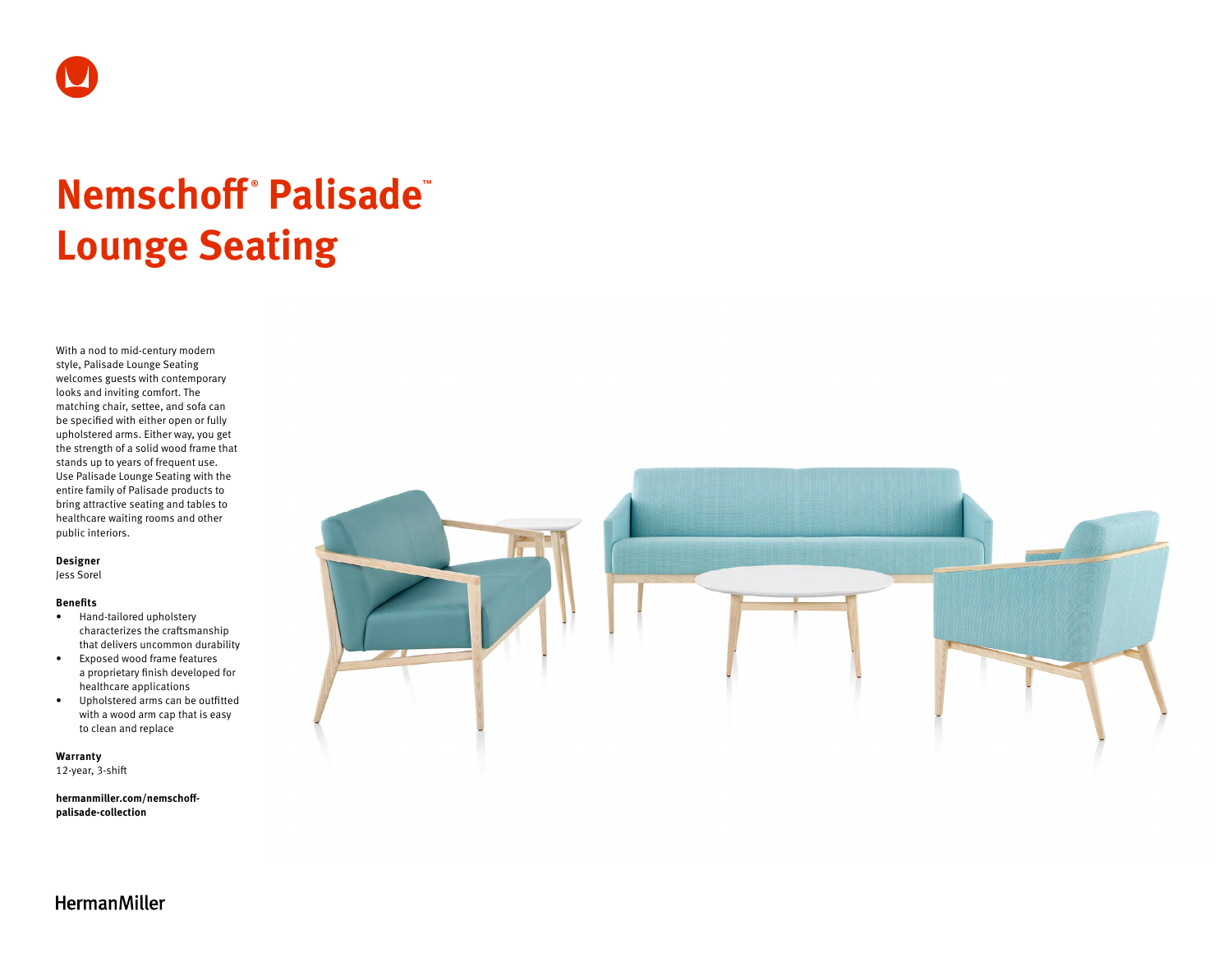# Nemschoff® Palisade™ Lounge Seating

With a nod to mid-century modern style, Palisade Lounge Seating welcomes guests with contemporary looks and inviting comfort. The matching chair, settee, and sofa can be specified with either open or fully upholstered arms. Either way, you get the strength of a solid wood frame that stands up to years of frequent use. Use Palisade Lounge Seating with the entire family of Palisade products to bring attractive seating and tables to healthcare waiting rooms and other public interiors.

**Designer**
Jess Sorel

**Benefits**

- Hand-tailored upholstery characterizes the craftsmanship that delivers uncommon durability
- Exposed wood frame features a proprietary finish developed for healthcare applications
- Upholstered arms can be outfitted with a wood arm cap that is easy to clean and replace

**Warranty**
12-year, 3-shift

**hermanmiller.com/nemschoff-palisade-collection**

HermanMiller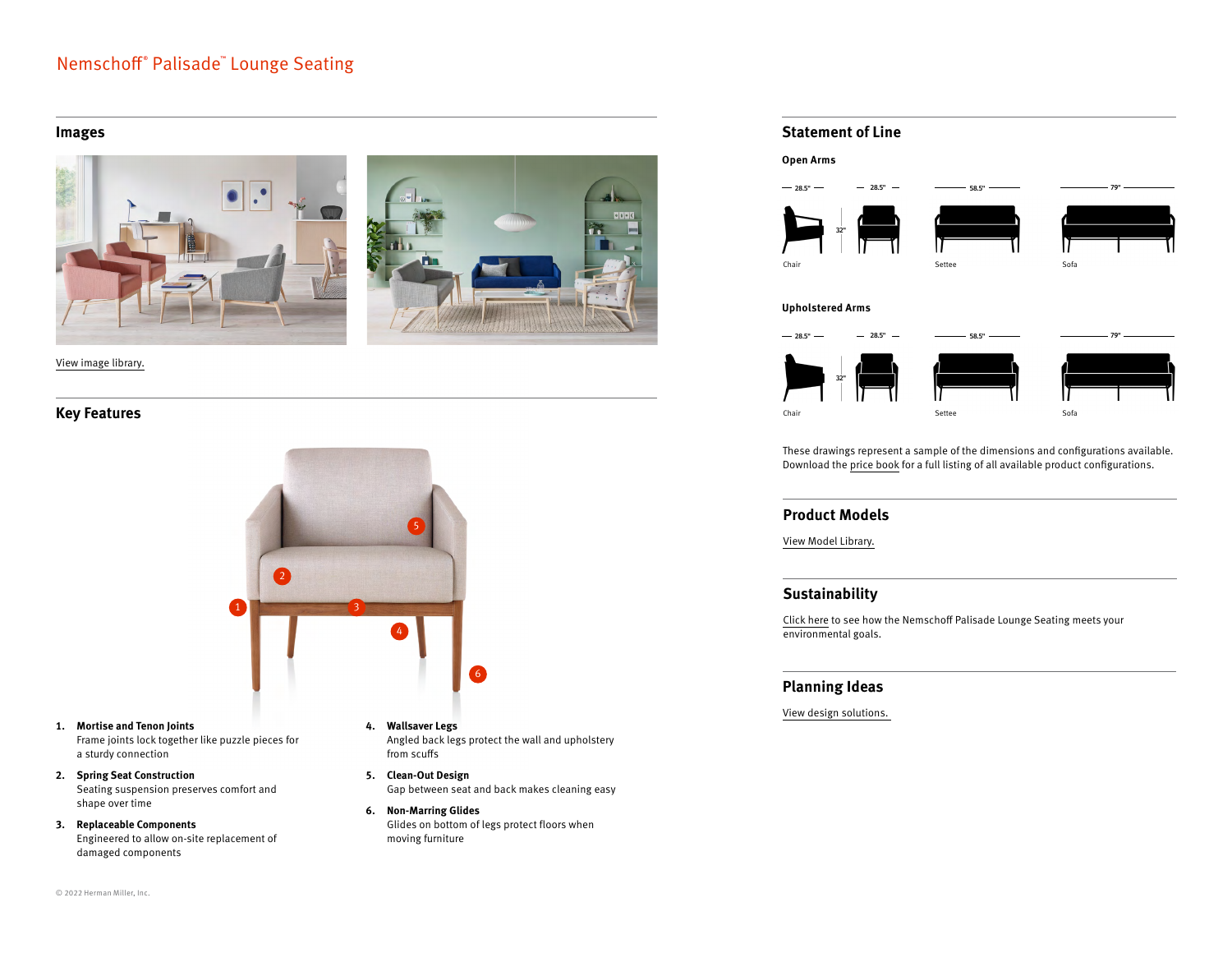# Nemschoff® Palisade™ Lounge Seating

## Images

View image library.

## Key Features

1
2
3
4
5
6

1. **Mortise and Tenon Joints**
   Frame joints lock together like puzzle pieces for a sturdy connection
2. **Spring Seat Construction**
   Seating suspension preserves comfort and shape over time
3. **Replaceable Components**
   Engineered to allow on-site replacement of damaged components
4. **Wallsaver Legs**
   Angled back legs protect the wall and upholstery from scuffs
5. **Clean-Out Design**
   Gap between seat and back makes cleaning easy
6. **Non-Marring Glides**
   Glides on bottom of legs protect floors when moving furniture

## Statement of Line

### Open Arms

28.5"
28.5"
32"
58.5"
79"

Chair
Settee
Sofa

### Upholstered Arms

28.5"
28.5"
32"
58.5"
79"

Chair
Settee
Sofa

These drawings represent a sample of the dimensions and configurations available. Download the price book for a full listing of all available product configurations.

## Product Models

View Model Library.

## Sustainability

Click here to see how the Nemschoff Palisade Lounge Seating meets your environmental goals.

## Planning Ideas

View design solutions.

© 2022 Herman Miller, Inc.